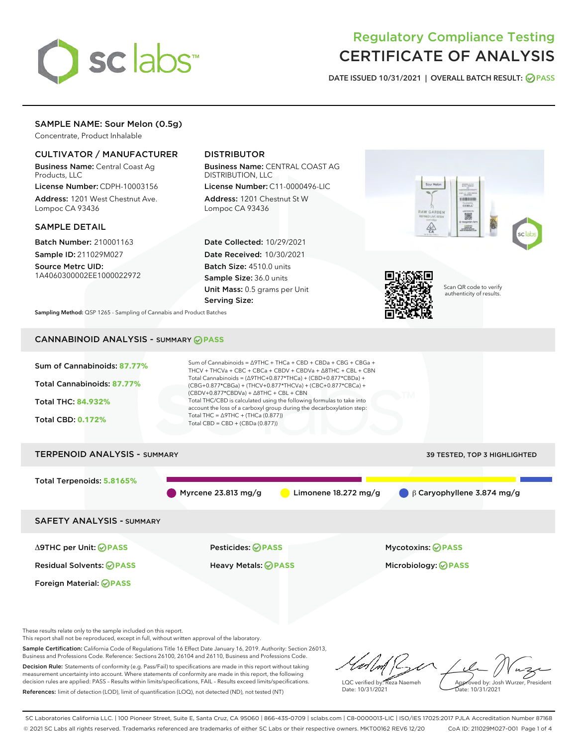# Regulatory Compliance Testing
# CERTIFICATE OF ANALYSIS

DATE ISSUED 10/31/2021 | OVERALL BATCH RESULT: PASS

## SAMPLE NAME: Sour Melon (0.5g)

Concentrate, Product Inhalable

### CULTIVATOR / MANUFACTURER

**Business Name:** Central Coast Ag Products, LLC

**License Number:** CDPH-10003156

**Address:** 1201 West Chestnut Ave. Lompoc CA 93436

### DISTRIBUTOR

**Business Name:** CENTRAL COAST AG DISTRIBUTION, LLC

**License Number:** C11-0000496-LIC

**Address:** 1201 Chestnut St W Lompoc CA 93436

### SAMPLE DETAIL

**Batch Number:** 210001163

**Sample ID:** 211029M027

**Source Metrc UID:** 1A4060300002EE1000022972

**Date Collected:** 10/29/2021

**Date Received:** 10/30/2021

**Batch Size:** 4510.0 units

**Sample Size:** 36.0 units

**Unit Mass:** 0.5 grams per Unit

**Serving Size:**

Scan QR code to verify authenticity of results.

**Sampling Method:** QSP 1265 - Sampling of Cannabis and Product Batches

## CANNABINOID ANALYSIS - SUMMARY PASS

Sum of Cannabinoids: **87.77%**

Total Cannabinoids: **87.77%**

Total THC: **84.932%**

Total CBD: **0.172%**

Sum of Cannabinoids = Δ9THC + THCa + CBD + CBDa + CBG + CBGa + THCV + THCVa + CBC + CBCa + CBDV + CBDVa + Δ8THC + CBL + CBN

Total Cannabinoids = (Δ9THC+0.877*THCa) + (CBD+0.877*CBDa) + (CBG+0.877*CBGa) + (THCV+0.877*THCVa) + (CBC+0.877*CBCa) + (CBDV+0.877*CBDVa) + Δ8THC + CBL + CBN

Total THC/CBD is calculated using the following formulas to take into account the loss of a carboxyl group during the decarboxylation step:

Total THC = Δ9THC + (THCa (0.877))

Total CBD = CBD + (CBDa (0.877))

## TERPENOID ANALYSIS - SUMMARY

39 TESTED, TOP 3 HIGHLIGHTED

Total Terpenoids: **5.8165%**

Myrcene 23.813 mg/g | Limonene 18.272 mg/g | β Caryophyllene 3.874 mg/g

## SAFETY ANALYSIS - SUMMARY

| | | |
|---|---|---|
| Δ9THC per Unit: PASS | Pesticides: PASS | Mycotoxins: PASS |
| Residual Solvents: PASS | Heavy Metals: PASS | Microbiology: PASS |
| Foreign Material: PASS | | |

These results relate only to the sample included on this report.
This report shall not be reproduced, except in full, without written approval of the laboratory.

**Sample Certification:** California Code of Regulations Title 16 Effect Date January 16, 2019. Authority: Section 26013, Business and Professions Code. Reference: Sections 26100, 26104 and 26110, Business and Professions Code.

**Decision Rule:** Statements of conformity (e.g. Pass/Fail) to specifications are made in this report without taking measurement uncertainty into account. Where statements of conformity are made in this report, the following decision rules are applied: PASS - Results within limits/specifications, FAIL - Results exceed limits/specifications.

**References:** limit of detection (LOD), limit of quantification (LOQ), not detected (ND), not tested (NT)

LQC verified by: Reza Naemeh
Date: 10/31/2021

Approved by: Josh Wurzer, President
Date: 10/31/2021

SC Laboratories California LLC. | 100 Pioneer Street, Suite E, Santa Cruz, CA 95060 | 866-435-0709 | sclabs.com | C8-0000013-LIC | ISO/IES 17025:2017 PJLA Accreditation Number 87168
© 2021 SC Labs all rights reserved. Trademarks referenced are trademarks of either SC Labs or their respective owners. MKT00162 REV6 12/20 CoA ID: 211029M027-001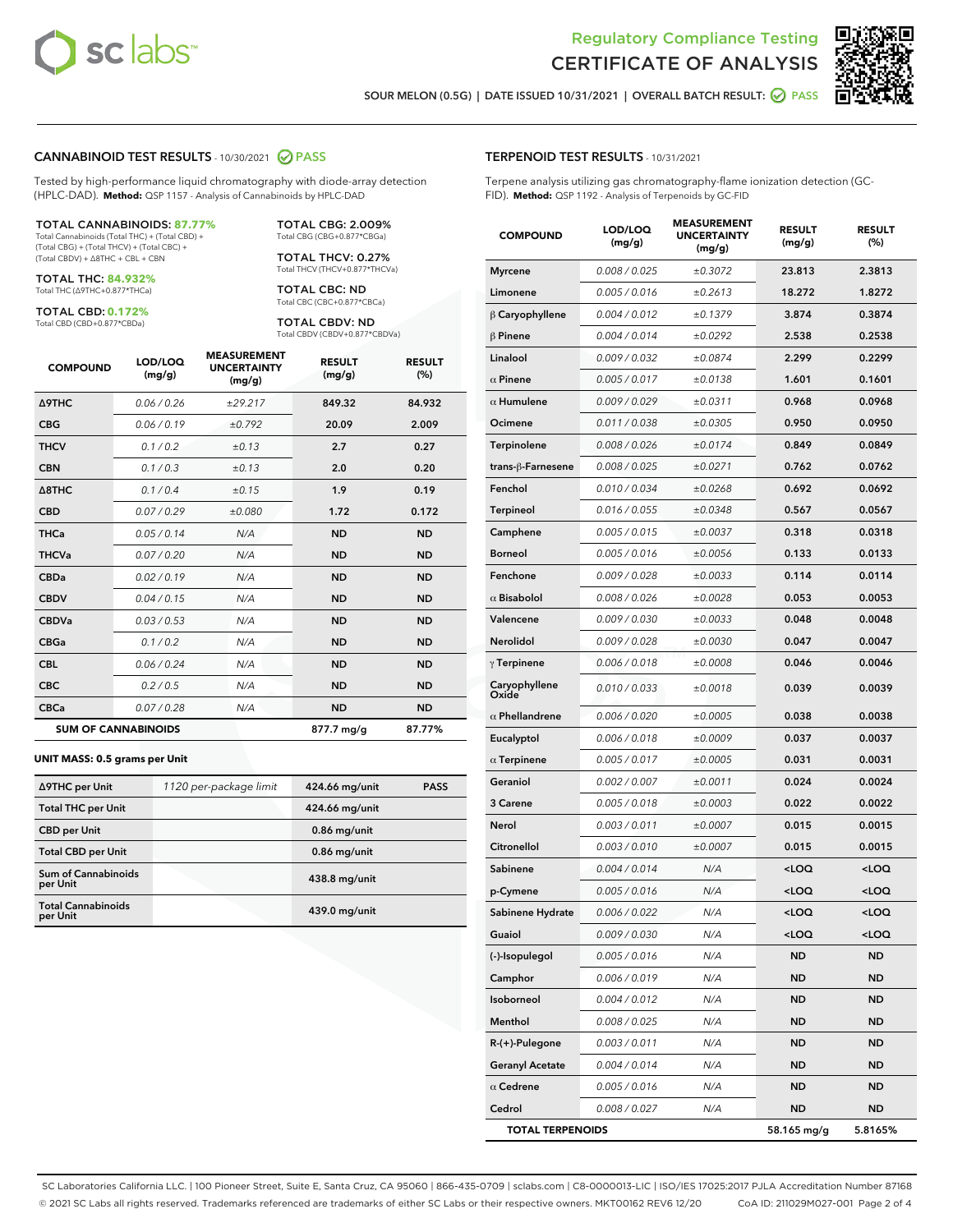# Regulatory Compliance Testing
# CERTIFICATE OF ANALYSIS

SOUR MELON (0.5G) | DATE ISSUED 10/31/2021 | OVERALL BATCH RESULT: PASS

## CANNABINOID TEST RESULTS - 10/30/2021 PASS

Tested by high-performance liquid chromatography with diode-array detection (HPLC-DAD). **Method:** QSP 1157 - Analysis of Cannabinoids by HPLC-DAD

**TOTAL CANNABINOIDS: 87.77%**
Total Cannabinoids (Total THC) + (Total CBD) + (Total CBG) + (Total THCV) + (Total CBC) + (Total CBDV) + Δ8THC + CBL + CBN

**TOTAL THC: 84.932%**
Total THC (Δ9THC+0.877*THCa)

**TOTAL CBD: 0.172%**
Total CBD (CBD+0.877*CBDa)

**TOTAL CBG: 2.009%**
Total CBG (CBG+0.877*CBGa)

**TOTAL THCV: 0.27%**
Total THCV (THCV+0.877*THCVa)

**TOTAL CBC: ND**
Total CBC (CBC+0.877*CBCa)

**TOTAL CBDV: ND**
Total CBDV (CBDV+0.877*CBDVa)

| COMPOUND | LOD/LOQ (mg/g) | MEASUREMENT UNCERTAINTY (mg/g) | RESULT (mg/g) | RESULT (%) |
|---|---|---|---|---|
| Δ9THC | 0.06 / 0.26 | ±29.217 | 849.32 | 84.932 |
| CBG | 0.06 / 0.19 | ±0.792 | 20.09 | 2.009 |
| THCV | 0.1 / 0.2 | ±0.13 | 2.7 | 0.27 |
| CBN | 0.1 / 0.3 | ±0.13 | 2.0 | 0.20 |
| Δ8THC | 0.1 / 0.4 | ±0.15 | 1.9 | 0.19 |
| CBD | 0.07 / 0.29 | ±0.080 | 1.72 | 0.172 |
| THCa | 0.05 / 0.14 | N/A | ND | ND |
| THCVa | 0.07 / 0.20 | N/A | ND | ND |
| CBDa | 0.02 / 0.19 | N/A | ND | ND |
| CBDV | 0.04 / 0.15 | N/A | ND | ND |
| CBDVa | 0.03 / 0.53 | N/A | ND | ND |
| CBGa | 0.1 / 0.2 | N/A | ND | ND |
| CBL | 0.06 / 0.24 | N/A | ND | ND |
| CBC | 0.2 / 0.5 | N/A | ND | ND |
| CBCa | 0.07 / 0.28 | N/A | ND | ND |
| **SUM OF CANNABINOIDS** | | | 877.7 mg/g | 87.77% |

**UNIT MASS: 0.5 grams per Unit**

| | | | |
|---|---|---|---|
| Δ9THC per Unit | 1120 per-package limit | 424.66 mg/unit | PASS |
| Total THC per Unit | | 424.66 mg/unit | |
| CBD per Unit | | 0.86 mg/unit | |
| Total CBD per Unit | | 0.86 mg/unit | |
| Sum of Cannabinoids per Unit | | 438.8 mg/unit | |
| Total Cannabinoids per Unit | | 439.0 mg/unit | |

## TERPENOID TEST RESULTS - 10/31/2021

Terpene analysis utilizing gas chromatography-flame ionization detection (GC-FID). **Method:** QSP 1192 - Analysis of Terpenoids by GC-FID

| COMPOUND | LOD/LOQ (mg/g) | MEASUREMENT UNCERTAINTY (mg/g) | RESULT (mg/g) | RESULT (%) |
|---|---|---|---|---|
| Myrcene | 0.008 / 0.025 | ±0.3072 | 23.813 | 2.3813 |
| Limonene | 0.005 / 0.016 | ±0.2613 | 18.272 | 1.8272 |
| β Caryophyllene | 0.004 / 0.012 | ±0.1379 | 3.874 | 0.3874 |
| β Pinene | 0.004 / 0.014 | ±0.0292 | 2.538 | 0.2538 |
| Linalool | 0.009 / 0.032 | ±0.0874 | 2.299 | 0.2299 |
| α Pinene | 0.005 / 0.017 | ±0.0138 | 1.601 | 0.1601 |
| α Humulene | 0.009 / 0.029 | ±0.0311 | 0.968 | 0.0968 |
| Ocimene | 0.011 / 0.038 | ±0.0305 | 0.950 | 0.0950 |
| Terpinolene | 0.008 / 0.026 | ±0.0174 | 0.849 | 0.0849 |
| trans-β-Farnesene | 0.008 / 0.025 | ±0.0271 | 0.762 | 0.0762 |
| Fenchol | 0.010 / 0.034 | ±0.0268 | 0.692 | 0.0692 |
| Terpineol | 0.016 / 0.055 | ±0.0348 | 0.567 | 0.0567 |
| Camphene | 0.005 / 0.015 | ±0.0037 | 0.318 | 0.0318 |
| Borneol | 0.005 / 0.016 | ±0.0056 | 0.133 | 0.0133 |
| Fenchone | 0.009 / 0.028 | ±0.0033 | 0.114 | 0.0114 |
| α Bisabolol | 0.008 / 0.026 | ±0.0028 | 0.053 | 0.0053 |
| Valencene | 0.009 / 0.030 | ±0.0033 | 0.048 | 0.0048 |
| Nerolidol | 0.009 / 0.028 | ±0.0030 | 0.047 | 0.0047 |
| γ Terpinene | 0.006 / 0.018 | ±0.0008 | 0.046 | 0.0046 |
| Caryophyllene Oxide | 0.010 / 0.033 | ±0.0018 | 0.039 | 0.0039 |
| α Phellandrene | 0.006 / 0.020 | ±0.0005 | 0.038 | 0.0038 |
| Eucalyptol | 0.006 / 0.018 | ±0.0009 | 0.037 | 0.0037 |
| α Terpinene | 0.005 / 0.017 | ±0.0005 | 0.031 | 0.0031 |
| Geraniol | 0.002 / 0.007 | ±0.0011 | 0.024 | 0.0024 |
| 3 Carene | 0.005 / 0.018 | ±0.0003 | 0.022 | 0.0022 |
| Nerol | 0.003 / 0.011 | ±0.0007 | 0.015 | 0.0015 |
| Citronellol | 0.003 / 0.010 | ±0.0007 | 0.015 | 0.0015 |
| Sabinene | 0.004 / 0.014 | N/A | <LOQ | <LOQ |
| p-Cymene | 0.005 / 0.016 | N/A | <LOQ | <LOQ |
| Sabinene Hydrate | 0.006 / 0.022 | N/A | <LOQ | <LOQ |
| Guaiol | 0.009 / 0.030 | N/A | <LOQ | <LOQ |
| (-)-Isopulegol | 0.005 / 0.016 | N/A | ND | ND |
| Camphor | 0.006 / 0.019 | N/A | ND | ND |
| Isoborneol | 0.004 / 0.012 | N/A | ND | ND |
| Menthol | 0.008 / 0.025 | N/A | ND | ND |
| R-(+)-Pulegone | 0.003 / 0.011 | N/A | ND | ND |
| Geranyl Acetate | 0.004 / 0.014 | N/A | ND | ND |
| α Cedrene | 0.005 / 0.016 | N/A | ND | ND |
| Cedrol | 0.008 / 0.027 | N/A | ND | ND |
| **TOTAL TERPENOIDS** | | | 58.165 mg/g | 5.8165% |

SC Laboratories California LLC. | 100 Pioneer Street, Suite E, Santa Cruz, CA 95060 | 866-435-0709 | sclabs.com | C8-0000013-LIC | ISO/IES 17025:2017 PJLA Accreditation Number 87168
© 2021 SC Labs all rights reserved. Trademarks referenced are trademarks of either SC Labs or their respective owners. MKT00162 REV6 12/20 CoA ID: 211029M027-001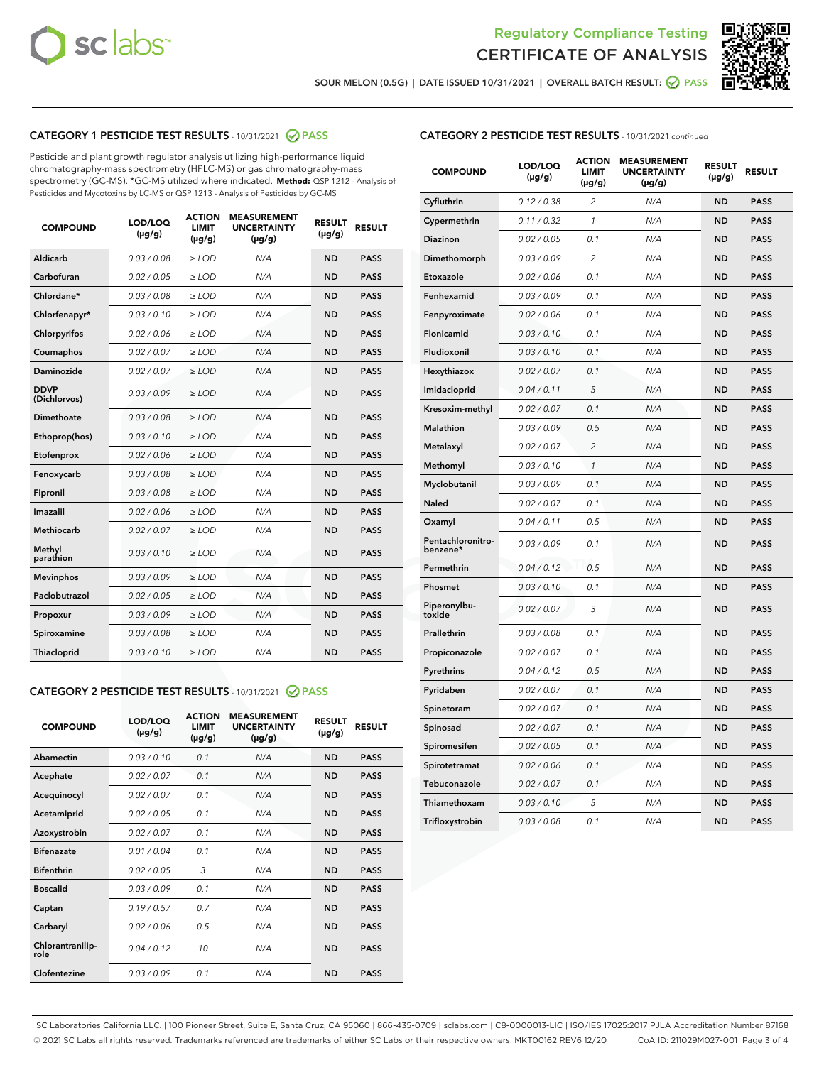Regulatory Compliance Testing

# CERTIFICATE OF ANALYSIS

SOUR MELON (0.5G) | DATE ISSUED 10/31/2021 | OVERALL BATCH RESULT: PASS

## CATEGORY 1 PESTICIDE TEST RESULTS - 10/31/2021 PASS

Pesticide and plant growth regulator analysis utilizing high-performance liquid chromatography-mass spectrometry (HPLC-MS) or gas chromatography-mass spectrometry (GC-MS). *GC-MS utilized where indicated. **Method:** QSP 1212 - Analysis of Pesticides and Mycotoxins by LC-MS or QSP 1213 - Analysis of Pesticides by GC-MS

| COMPOUND | LOD/LOQ (µg/g) | ACTION LIMIT (µg/g) | MEASUREMENT UNCERTAINTY (µg/g) | RESULT (µg/g) | RESULT |
|---|---|---|---|---|---|
| Aldicarb | 0.03 / 0.08 | ≥ LOD | N/A | ND | PASS |
| Carbofuran | 0.02 / 0.05 | ≥ LOD | N/A | ND | PASS |
| Chlordane* | 0.03 / 0.08 | ≥ LOD | N/A | ND | PASS |
| Chlorfenapyr* | 0.03 / 0.10 | ≥ LOD | N/A | ND | PASS |
| Chlorpyrifos | 0.02 / 0.06 | ≥ LOD | N/A | ND | PASS |
| Coumaphos | 0.02 / 0.07 | ≥ LOD | N/A | ND | PASS |
| Daminozide | 0.02 / 0.07 | ≥ LOD | N/A | ND | PASS |
| DDVP (Dichlorvos) | 0.03 / 0.09 | ≥ LOD | N/A | ND | PASS |
| Dimethoate | 0.03 / 0.08 | ≥ LOD | N/A | ND | PASS |
| Ethoprop(hos) | 0.03 / 0.10 | ≥ LOD | N/A | ND | PASS |
| Etofenprox | 0.02 / 0.06 | ≥ LOD | N/A | ND | PASS |
| Fenoxycarb | 0.03 / 0.08 | ≥ LOD | N/A | ND | PASS |
| Fipronil | 0.03 / 0.08 | ≥ LOD | N/A | ND | PASS |
| Imazalil | 0.02 / 0.06 | ≥ LOD | N/A | ND | PASS |
| Methiocarb | 0.02 / 0.07 | ≥ LOD | N/A | ND | PASS |
| Methyl parathion | 0.03 / 0.10 | ≥ LOD | N/A | ND | PASS |
| Mevinphos | 0.03 / 0.09 | ≥ LOD | N/A | ND | PASS |
| Paclobutrazol | 0.02 / 0.05 | ≥ LOD | N/A | ND | PASS |
| Propoxur | 0.03 / 0.09 | ≥ LOD | N/A | ND | PASS |
| Spiroxamine | 0.03 / 0.08 | ≥ LOD | N/A | ND | PASS |
| Thiacloprid | 0.03 / 0.10 | ≥ LOD | N/A | ND | PASS |

## CATEGORY 2 PESTICIDE TEST RESULTS - 10/31/2021 PASS

| COMPOUND | LOD/LOQ (µg/g) | ACTION LIMIT (µg/g) | MEASUREMENT UNCERTAINTY (µg/g) | RESULT (µg/g) | RESULT |
|---|---|---|---|---|---|
| Abamectin | 0.03 / 0.10 | 0.1 | N/A | ND | PASS |
| Acephate | 0.02 / 0.07 | 0.1 | N/A | ND | PASS |
| Acequinocyl | 0.02 / 0.07 | 0.1 | N/A | ND | PASS |
| Acetamiprid | 0.02 / 0.05 | 0.1 | N/A | ND | PASS |
| Azoxystrobin | 0.02 / 0.07 | 0.1 | N/A | ND | PASS |
| Bifenazate | 0.01 / 0.04 | 0.1 | N/A | ND | PASS |
| Bifenthrin | 0.02 / 0.05 | 3 | N/A | ND | PASS |
| Boscalid | 0.03 / 0.09 | 0.1 | N/A | ND | PASS |
| Captan | 0.19 / 0.57 | 0.7 | N/A | ND | PASS |
| Carbaryl | 0.02 / 0.06 | 0.5 | N/A | ND | PASS |
| Chlorantraniliprole | 0.04 / 0.12 | 10 | N/A | ND | PASS |
| Clofentezine | 0.03 / 0.09 | 0.1 | N/A | ND | PASS |
| Cyfluthrin | 0.12 / 0.38 | 2 | N/A | ND | PASS |
| Cypermethrin | 0.11 / 0.32 | 1 | N/A | ND | PASS |
| Diazinon | 0.02 / 0.05 | 0.1 | N/A | ND | PASS |
| Dimethomorph | 0.03 / 0.09 | 2 | N/A | ND | PASS |
| Etoxazole | 0.02 / 0.06 | 0.1 | N/A | ND | PASS |
| Fenhexamid | 0.03 / 0.09 | 0.1 | N/A | ND | PASS |
| Fenpyroximate | 0.02 / 0.06 | 0.1 | N/A | ND | PASS |
| Flonicamid | 0.03 / 0.10 | 0.1 | N/A | ND | PASS |
| Fludioxonil | 0.03 / 0.10 | 0.1 | N/A | ND | PASS |
| Hexythiazox | 0.02 / 0.07 | 0.1 | N/A | ND | PASS |
| Imidacloprid | 0.04 / 0.11 | 5 | N/A | ND | PASS |
| Kresoxim-methyl | 0.02 / 0.07 | 0.1 | N/A | ND | PASS |
| Malathion | 0.03 / 0.09 | 0.5 | N/A | ND | PASS |
| Metalaxyl | 0.02 / 0.07 | 2 | N/A | ND | PASS |
| Methomyl | 0.03 / 0.10 | 1 | N/A | ND | PASS |
| Myclobutanil | 0.03 / 0.09 | 0.1 | N/A | ND | PASS |
| Naled | 0.02 / 0.07 | 0.1 | N/A | ND | PASS |
| Oxamyl | 0.04 / 0.11 | 0.5 | N/A | ND | PASS |
| Pentachloronitrobenzene* | 0.03 / 0.09 | 0.1 | N/A | ND | PASS |
| Permethrin | 0.04 / 0.12 | 0.5 | N/A | ND | PASS |
| Phosmet | 0.03 / 0.10 | 0.1 | N/A | ND | PASS |
| Piperonylbutoxide | 0.02 / 0.07 | 3 | N/A | ND | PASS |
| Prallethrin | 0.03 / 0.08 | 0.1 | N/A | ND | PASS |
| Propiconazole | 0.02 / 0.07 | 0.1 | N/A | ND | PASS |
| Pyrethrins | 0.04 / 0.12 | 0.5 | N/A | ND | PASS |
| Pyridaben | 0.02 / 0.07 | 0.1 | N/A | ND | PASS |
| Spinetoram | 0.02 / 0.07 | 0.1 | N/A | ND | PASS |
| Spinosad | 0.02 / 0.07 | 0.1 | N/A | ND | PASS |
| Spiromesifen | 0.02 / 0.05 | 0.1 | N/A | ND | PASS |
| Spirotetramat | 0.02 / 0.06 | 0.1 | N/A | ND | PASS |
| Tebuconazole | 0.02 / 0.07 | 0.1 | N/A | ND | PASS |
| Thiamethoxam | 0.03 / 0.10 | 5 | N/A | ND | PASS |
| Trifloxystrobin | 0.03 / 0.08 | 0.1 | N/A | ND | PASS |

SC Laboratories California LLC. | 100 Pioneer Street, Suite E, Santa Cruz, CA 95060 | 866-435-0709 | sclabs.com | C8-0000013-LIC | ISO/IES 17025:2017 PJLA Accreditation Number 87168
© 2021 SC Labs all rights reserved. Trademarks referenced are trademarks of either SC Labs or their respective owners. MKT00162 REV6 12/20 CoA ID: 211029M027-001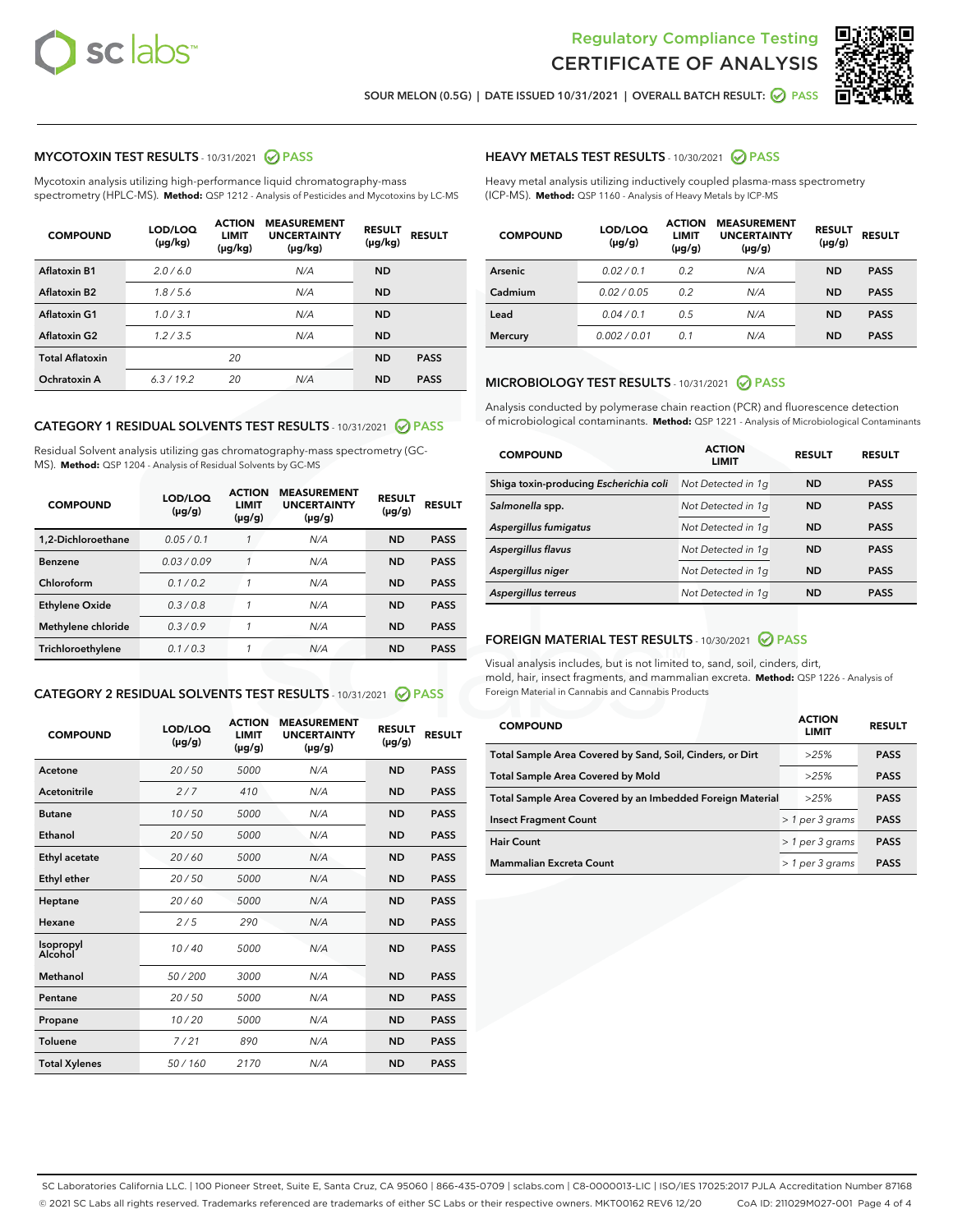Regulatory Compliance Testing
# CERTIFICATE OF ANALYSIS

SOUR MELON (0.5G) | DATE ISSUED 10/31/2021 | OVERALL BATCH RESULT: PASS

## MYCOTOXIN TEST RESULTS - 10/31/2021 PASS

Mycotoxin analysis utilizing high-performance liquid chromatography-mass spectrometry (HPLC-MS). **Method:** QSP 1212 - Analysis of Pesticides and Mycotoxins by LC-MS

| COMPOUND | LOD/LOQ (μg/kg) | ACTION LIMIT (μg/kg) | MEASUREMENT UNCERTAINTY (μg/kg) | RESULT (μg/kg) | RESULT |
|---|---|---|---|---|---|
| Aflatoxin B1 | 2.0 / 6.0 | | N/A | ND | |
| Aflatoxin B2 | 1.8 / 5.6 | | N/A | ND | |
| Aflatoxin G1 | 1.0 / 3.1 | | N/A | ND | |
| Aflatoxin G2 | 1.2 / 3.5 | | N/A | ND | |
| Total Aflatoxin | | 20 | | ND | PASS |
| Ochratoxin A | 6.3 / 19.2 | 20 | N/A | ND | PASS |

## CATEGORY 1 RESIDUAL SOLVENTS TEST RESULTS - 10/31/2021 PASS

Residual Solvent analysis utilizing gas chromatography-mass spectrometry (GC-MS). **Method:** QSP 1204 - Analysis of Residual Solvents by GC-MS

| COMPOUND | LOD/LOQ (μg/g) | ACTION LIMIT (μg/g) | MEASUREMENT UNCERTAINTY (μg/g) | RESULT (μg/g) | RESULT |
|---|---|---|---|---|---|
| 1,2-Dichloroethane | 0.05 / 0.1 | 1 | N/A | ND | PASS |
| Benzene | 0.03 / 0.09 | 1 | N/A | ND | PASS |
| Chloroform | 0.1 / 0.2 | 1 | N/A | ND | PASS |
| Ethylene Oxide | 0.3 / 0.8 | 1 | N/A | ND | PASS |
| Methylene chloride | 0.3 / 0.9 | 1 | N/A | ND | PASS |
| Trichloroethylene | 0.1 / 0.3 | 1 | N/A | ND | PASS |

## CATEGORY 2 RESIDUAL SOLVENTS TEST RESULTS - 10/31/2021 PASS

| COMPOUND | LOD/LOQ (μg/g) | ACTION LIMIT (μg/g) | MEASUREMENT UNCERTAINTY (μg/g) | RESULT (μg/g) | RESULT |
|---|---|---|---|---|---|
| Acetone | 20 / 50 | 5000 | N/A | ND | PASS |
| Acetonitrile | 2 / 7 | 410 | N/A | ND | PASS |
| Butane | 10 / 50 | 5000 | N/A | ND | PASS |
| Ethanol | 20 / 50 | 5000 | N/A | ND | PASS |
| Ethyl acetate | 20 / 60 | 5000 | N/A | ND | PASS |
| Ethyl ether | 20 / 50 | 5000 | N/A | ND | PASS |
| Heptane | 20 / 60 | 5000 | N/A | ND | PASS |
| Hexane | 2 / 5 | 290 | N/A | ND | PASS |
| Isopropyl Alcohol | 10 / 40 | 5000 | N/A | ND | PASS |
| Methanol | 50 / 200 | 3000 | N/A | ND | PASS |
| Pentane | 20 / 50 | 5000 | N/A | ND | PASS |
| Propane | 10 / 20 | 5000 | N/A | ND | PASS |
| Toluene | 7 / 21 | 890 | N/A | ND | PASS |
| Total Xylenes | 50 / 160 | 2170 | N/A | ND | PASS |

## HEAVY METALS TEST RESULTS - 10/30/2021 PASS

Heavy metal analysis utilizing inductively coupled plasma-mass spectrometry (ICP-MS). **Method:** QSP 1160 - Analysis of Heavy Metals by ICP-MS

| COMPOUND | LOD/LOQ (μg/g) | ACTION LIMIT (μg/g) | MEASUREMENT UNCERTAINTY (μg/g) | RESULT (μg/g) | RESULT |
|---|---|---|---|---|---|
| Arsenic | 0.02 / 0.1 | 0.2 | N/A | ND | PASS |
| Cadmium | 0.02 / 0.05 | 0.2 | N/A | ND | PASS |
| Lead | 0.04 / 0.1 | 0.5 | N/A | ND | PASS |
| Mercury | 0.002 / 0.01 | 0.1 | N/A | ND | PASS |

## MICROBIOLOGY TEST RESULTS - 10/31/2021 PASS

Analysis conducted by polymerase chain reaction (PCR) and fluorescence detection of microbiological contaminants. **Method:** QSP 1221 - Analysis of Microbiological Contaminants

| COMPOUND | ACTION LIMIT | RESULT | RESULT |
|---|---|---|---|
| Shiga toxin-producing *Escherichia coli* | Not Detected in 1g | ND | PASS |
| *Salmonella* spp. | Not Detected in 1g | ND | PASS |
| *Aspergillus fumigatus* | Not Detected in 1g | ND | PASS |
| *Aspergillus flavus* | Not Detected in 1g | ND | PASS |
| *Aspergillus niger* | Not Detected in 1g | ND | PASS |
| *Aspergillus terreus* | Not Detected in 1g | ND | PASS |

## FOREIGN MATERIAL TEST RESULTS - 10/30/2021 PASS

Visual analysis includes, but is not limited to, sand, soil, cinders, dirt, mold, hair, insect fragments, and mammalian excreta. **Method:** QSP 1226 - Analysis of Foreign Material in Cannabis and Cannabis Products

| COMPOUND | ACTION LIMIT | RESULT |
|---|---|---|
| Total Sample Area Covered by Sand, Soil, Cinders, or Dirt | >25% | PASS |
| Total Sample Area Covered by Mold | >25% | PASS |
| Total Sample Area Covered by an Imbedded Foreign Material | >25% | PASS |
| Insect Fragment Count | > 1 per 3 grams | PASS |
| Hair Count | > 1 per 3 grams | PASS |
| Mammalian Excreta Count | > 1 per 3 grams | PASS |

SC Laboratories California LLC. | 100 Pioneer Street, Suite E, Santa Cruz, CA 95060 | 866-435-0709 | sclabs.com | C8-0000013-LIC | ISO/IES 17025:2017 PJLA Accreditation Number 87168
© 2021 SC Labs all rights reserved. Trademarks referenced are trademarks of either SC Labs or their respective owners. MKT00162 REV6 12/20 CoA ID: 211029M027-001